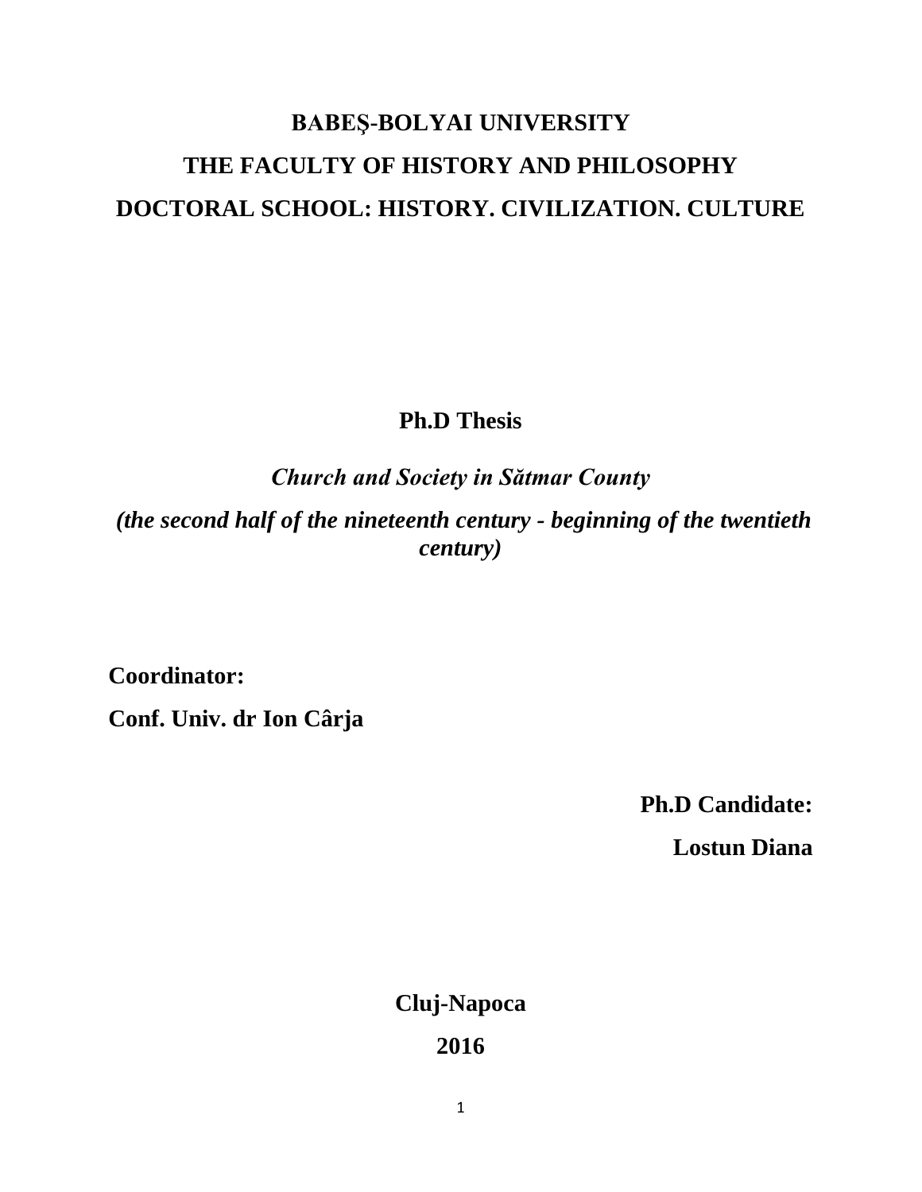**BABEŞ-BOLYAI UNIVERSITY**

**THE FACULTY OF HISTORY AND PHILOSOPHY**

**DOCTORAL SCHOOL: HISTORY. CIVILIZATION. CULTURE**

**Ph.D Thesis**

***Church and Society in Sătmar County***

***(the second half of the nineteenth century - beginning of the twentieth century)***

**Coordinator:**

**Conf. Univ. dr Ion Cârja**

**Ph.D Candidate:**

**Lostun Diana**

**Cluj-Napoca**

**2016**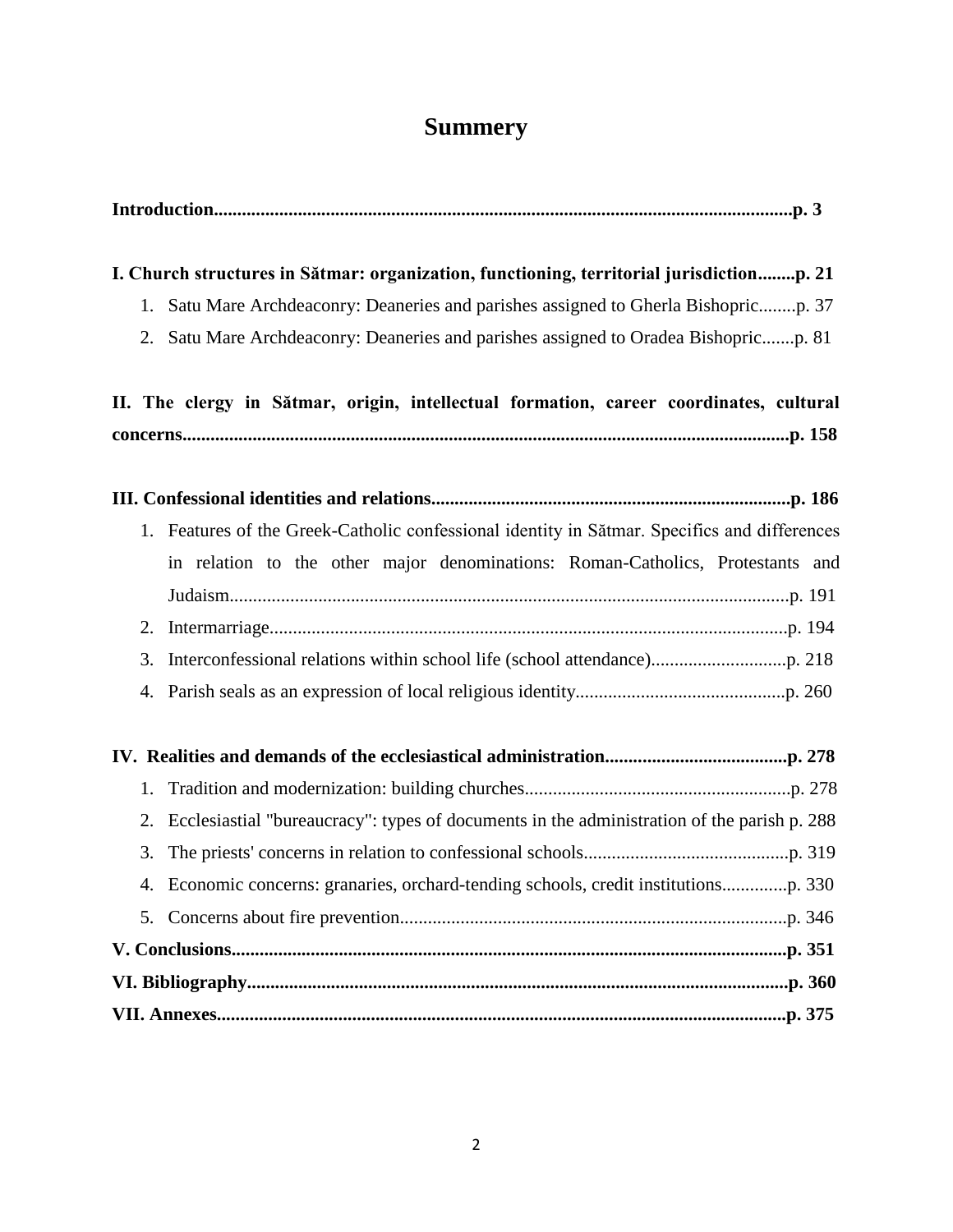# Summery

**Introduction..........................................................................................................................p. 3**

**I. Church structures in Sătmar: organization, functioning, territorial jurisdiction........p. 21**

1. Satu Mare Archdeaconry: Deaneries and parishes assigned to Gherla Bishopric........p. 37
2. Satu Mare Archdeaconry: Deaneries and parishes assigned to Oradea Bishopric.......p. 81

**II. The clergy in Sătmar, origin, intellectual formation, career coordinates, cultural concerns................................................................................................................................p. 158**

**III. Confessional identities and relations............................................................................p. 186**

1. Features of the Greek-Catholic confessional identity in Sătmar. Specifics and differences in relation to the other major denominations: Roman-Catholics, Protestants and Judaism.......................................................................................................................p. 191
2. Intermarriage..............................................................................................................p. 194
3. Interconfessional relations within school life (school attendance).............................p. 218
4. Parish seals as an expression of local religious identity............................................p. 260

**IV. Realities and demands of the ecclesiastical administration.......................................p. 278**

1. Tradition and modernization: building churches.........................................................p. 278
2. Ecclesiastial "bureaucracy": types of documents in the administration of the parish p. 288
3. The priests' concerns in relation to confessional schools............................................p. 319
4. Economic concerns: granaries, orchard-tending schools, credit institutions.............p. 330
5. Concerns about fire prevention..................................................................................p. 346

**V. Conclusions......................................................................................................................p. 351**

**VI. Bibliography...................................................................................................................p. 360**

**VII. Annexes........................................................................................................................p. 375**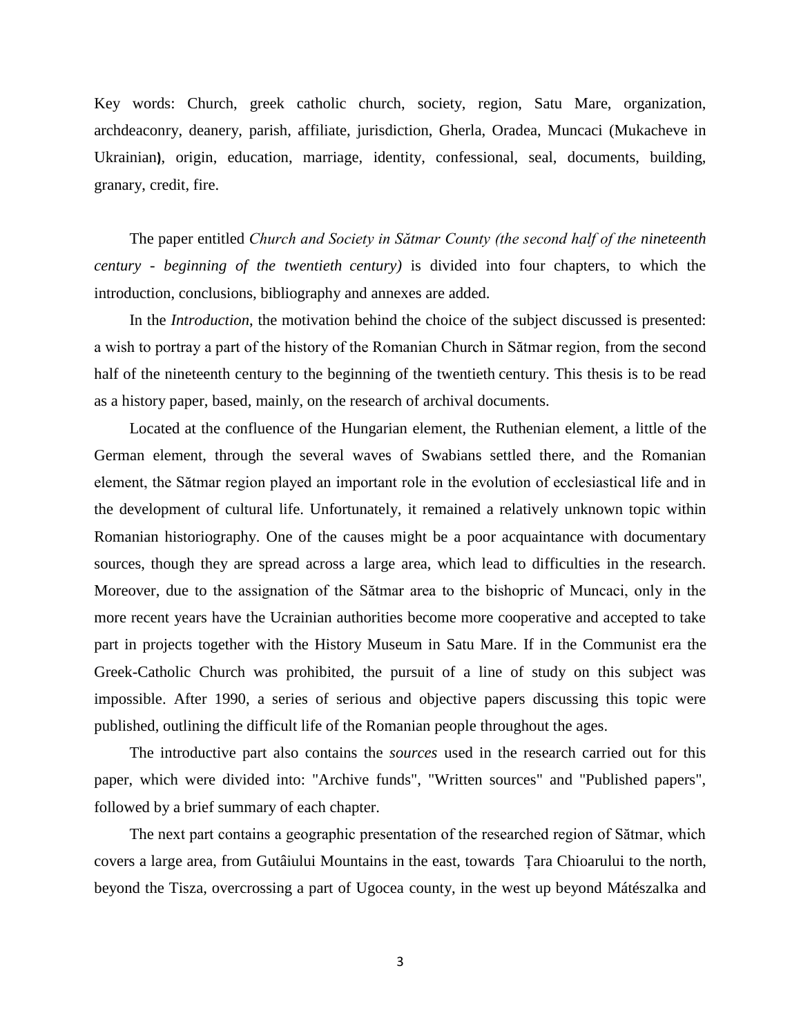Key words: Church, greek catholic church, society, region, Satu Mare, organization, archdeaconry, deanery, parish, affiliate, jurisdiction, Gherla, Oradea, Muncaci (Mukacheve in Ukrainian**)**, origin, education, marriage, identity, confessional, seal, documents, building, granary, credit, fire.

The paper entitled *Church and Society in Sătmar County (the second half of the nineteenth century - beginning of the twentieth century)* is divided into four chapters, to which the introduction, conclusions, bibliography and annexes are added.

In the *Introduction,* the motivation behind the choice of the subject discussed is presented: a wish to portray a part of the history of the Romanian Church in Sătmar region, from the second half of the nineteenth century to the beginning of the twentieth century. This thesis is to be read as a history paper, based, mainly, on the research of archival documents.

Located at the confluence of the Hungarian element, the Ruthenian element, a little of the German element, through the several waves of Swabians settled there, and the Romanian element, the Sătmar region played an important role in the evolution of ecclesiastical life and in the development of cultural life. Unfortunately, it remained a relatively unknown topic within Romanian historiography. One of the causes might be a poor acquaintance with documentary sources, though they are spread across a large area, which lead to difficulties in the research. Moreover, due to the assignation of the Sătmar area to the bishopric of Muncaci, only in the more recent years have the Ucrainian authorities become more cooperative and accepted to take part in projects together with the History Museum in Satu Mare. If in the Communist era the Greek-Catholic Church was prohibited, the pursuit of a line of study on this subject was impossible. After 1990, a series of serious and objective papers discussing this topic were published, outlining the difficult life of the Romanian people throughout the ages.

The introductive part also contains the *sources* used in the research carried out for this paper, which were divided into: "Archive funds", "Written sources" and "Published papers", followed by a brief summary of each chapter.

The next part contains a geographic presentation of the researched region of Sătmar, which covers a large area, from Gutâiului Mountains in the east, towards Țara Chioarului to the north, beyond the Tisza, overcrossing a part of Ugocea county, in the west up beyond Mátészalka and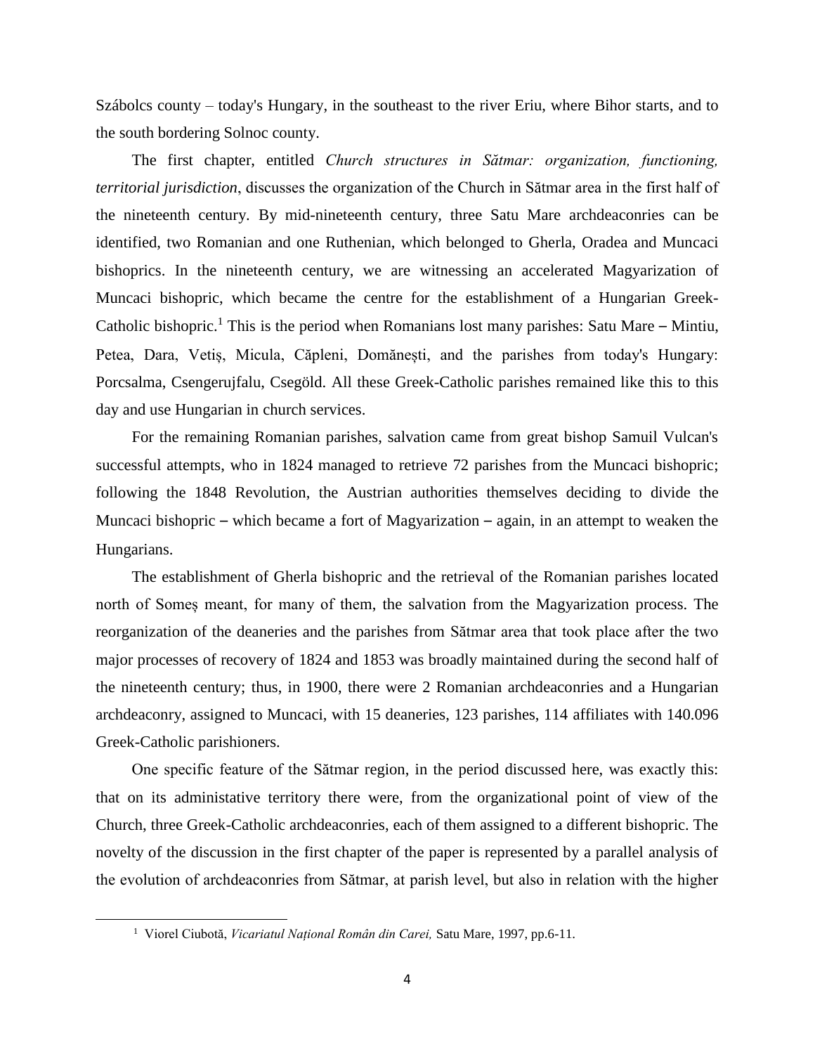Szábolcs county – today's Hungary, in the southeast to the river Eriu, where Bihor starts, and to the south bordering Solnoc county.

The first chapter, entitled *Church structures in Sătmar: organization, functioning, territorial jurisdiction*, discusses the organization of the Church in Sătmar area in the first half of the nineteenth century. By mid-nineteenth century, three Satu Mare archdeaconries can be identified, two Romanian and one Ruthenian, which belonged to Gherla, Oradea and Muncaci bishoprics. In the nineteenth century, we are witnessing an accelerated Magyarization of Muncaci bishopric, which became the centre for the establishment of a Hungarian Greek-Catholic bishopric.[1] This is the period when Romanians lost many parishes: Satu Mare – Mintiu, Petea, Dara, Vetiș, Micula, Căpleni, Domănești, and the parishes from today's Hungary: Porcsalma, Csengerujfalu, Csegöld. All these Greek-Catholic parishes remained like this to this day and use Hungarian in church services.

For the remaining Romanian parishes, salvation came from great bishop Samuil Vulcan's successful attempts, who in 1824 managed to retrieve 72 parishes from the Muncaci bishopric; following the 1848 Revolution, the Austrian authorities themselves deciding to divide the Muncaci bishopric – which became a fort of Magyarization – again, in an attempt to weaken the Hungarians.

The establishment of Gherla bishopric and the retrieval of the Romanian parishes located north of Someș meant, for many of them, the salvation from the Magyarization process. The reorganization of the deaneries and the parishes from Sătmar area that took place after the two major processes of recovery of 1824 and 1853 was broadly maintained during the second half of the nineteenth century; thus, in 1900, there were 2 Romanian archdeaconries and a Hungarian archdeaconry, assigned to Muncaci, with 15 deaneries, 123 parishes, 114 affiliates with 140.096 Greek-Catholic parishioners.

One specific feature of the Sătmar region, in the period discussed here, was exactly this: that on its administative territory there were, from the organizational point of view of the Church, three Greek-Catholic archdeaconries, each of them assigned to a different bishopric. The novelty of the discussion in the first chapter of the paper is represented by a parallel analysis of the evolution of archdeaconries from Sătmar, at parish level, but also in relation with the higher

[1] Viorel Ciubotă, *Vicariatul Național Român din Carei,* Satu Mare, 1997, pp.6-11.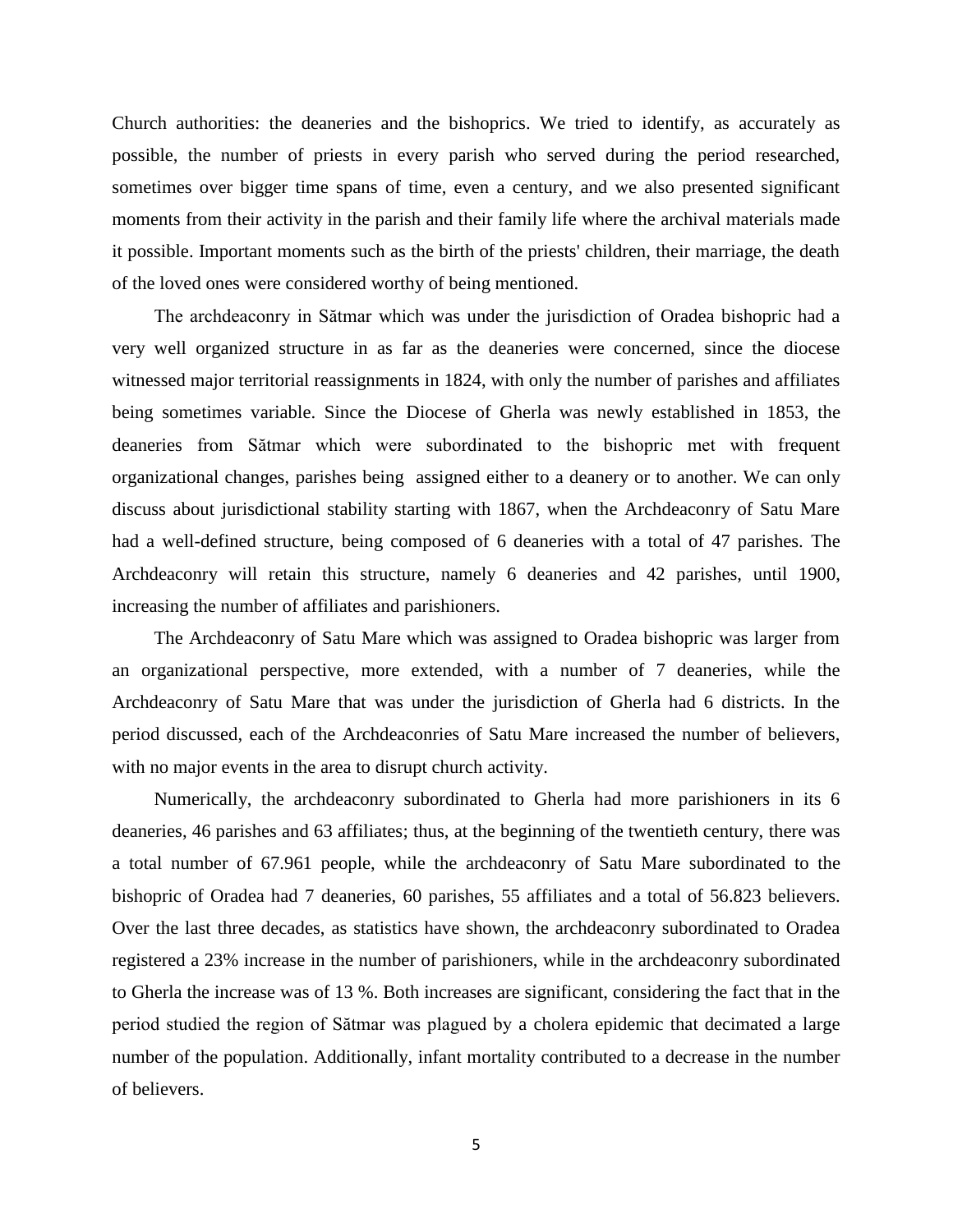Church authorities: the deaneries and the bishoprics. We tried to identify, as accurately as possible, the number of priests in every parish who served during the period researched, sometimes over bigger time spans of time, even a century, and we also presented significant moments from their activity in the parish and their family life where the archival materials made it possible. Important moments such as the birth of the priests' children, their marriage, the death of the loved ones were considered worthy of being mentioned.

The archdeaconry in Sătmar which was under the jurisdiction of Oradea bishopric had a very well organized structure in as far as the deaneries were concerned, since the diocese witnessed major territorial reassignments in 1824, with only the number of parishes and affiliates being sometimes variable. Since the Diocese of Gherla was newly established in 1853, the deaneries from Sătmar which were subordinated to the bishopric met with frequent organizational changes, parishes being assigned either to a deanery or to another. We can only discuss about jurisdictional stability starting with 1867, when the Archdeaconry of Satu Mare had a well-defined structure, being composed of 6 deaneries with a total of 47 parishes. The Archdeaconry will retain this structure, namely 6 deaneries and 42 parishes, until 1900, increasing the number of affiliates and parishioners.

The Archdeaconry of Satu Mare which was assigned to Oradea bishopric was larger from an organizational perspective, more extended, with a number of 7 deaneries, while the Archdeaconry of Satu Mare that was under the jurisdiction of Gherla had 6 districts. In the period discussed, each of the Archdeaconries of Satu Mare increased the number of believers, with no major events in the area to disrupt church activity.

Numerically, the archdeaconry subordinated to Gherla had more parishioners in its 6 deaneries, 46 parishes and 63 affiliates; thus, at the beginning of the twentieth century, there was a total number of 67.961 people, while the archdeaconry of Satu Mare subordinated to the bishopric of Oradea had 7 deaneries, 60 parishes, 55 affiliates and a total of 56.823 believers. Over the last three decades, as statistics have shown, the archdeaconry subordinated to Oradea registered a 23% increase in the number of parishioners, while in the archdeaconry subordinated to Gherla the increase was of 13 %. Both increases are significant, considering the fact that in the period studied the region of Sătmar was plagued by a cholera epidemic that decimated a large number of the population. Additionally, infant mortality contributed to a decrease in the number of believers.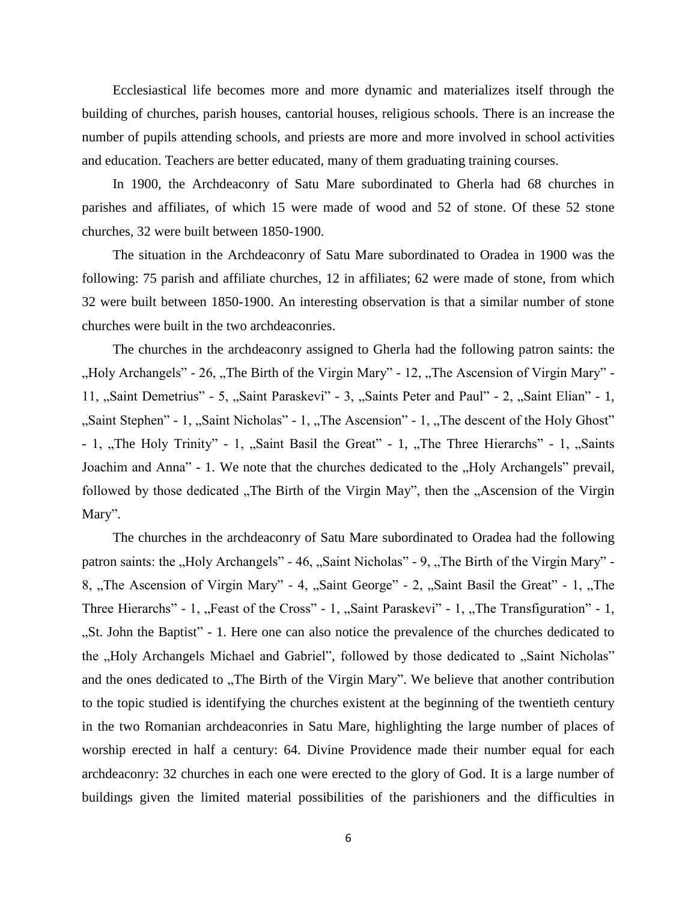Ecclesiastical life becomes more and more dynamic and materializes itself through the building of churches, parish houses, cantorial houses, religious schools. There is an increase the number of pupils attending schools, and priests are more and more involved in school activities and education. Teachers are better educated, many of them graduating training courses.

In 1900, the Archdeaconry of Satu Mare subordinated to Gherla had 68 churches in parishes and affiliates, of which 15 were made of wood and 52 of stone. Of these 52 stone churches, 32 were built between 1850-1900.

The situation in the Archdeaconry of Satu Mare subordinated to Oradea in 1900 was the following: 75 parish and affiliate churches, 12 in affiliates; 62 were made of stone, from which 32 were built between 1850-1900. An interesting observation is that a similar number of stone churches were built in the two archdeaconries.

The churches in the archdeaconry assigned to Gherla had the following patron saints: the „Holy Archangels" - 26, „The Birth of the Virgin Mary" - 12, „The Ascension of Virgin Mary" - 11, „Saint Demetrius" - 5, „Saint Paraskevi" - 3, „Saints Peter and Paul" - 2, „Saint Elian" - 1, „Saint Stephen" - 1, „Saint Nicholas" - 1, „The Ascension" - 1, „The descent of the Holy Ghost" - 1, „The Holy Trinity" - 1, „Saint Basil the Great" - 1, „The Three Hierarchs" - 1, „Saints Joachim and Anna" - 1. We note that the churches dedicated to the „Holy Archangels" prevail, followed by those dedicated „The Birth of the Virgin May", then the „Ascension of the Virgin Mary".

The churches in the archdeaconry of Satu Mare subordinated to Oradea had the following patron saints: the „Holy Archangels" - 46, „Saint Nicholas" - 9, „The Birth of the Virgin Mary" - 8, „The Ascension of Virgin Mary" - 4, „Saint George" - 2, „Saint Basil the Great" - 1, „The Three Hierarchs" - 1, „Feast of the Cross" - 1, „Saint Paraskevi" - 1, „The Transfiguration" - 1, „St. John the Baptist" - 1. Here one can also notice the prevalence of the churches dedicated to the „Holy Archangels Michael and Gabriel", followed by those dedicated to „Saint Nicholas" and the ones dedicated to „The Birth of the Virgin Mary". We believe that another contribution to the topic studied is identifying the churches existent at the beginning of the twentieth century in the two Romanian archdeaconries in Satu Mare, highlighting the large number of places of worship erected in half a century: 64. Divine Providence made their number equal for each archdeaconry: 32 churches in each one were erected to the glory of God. It is a large number of buildings given the limited material possibilities of the parishioners and the difficulties in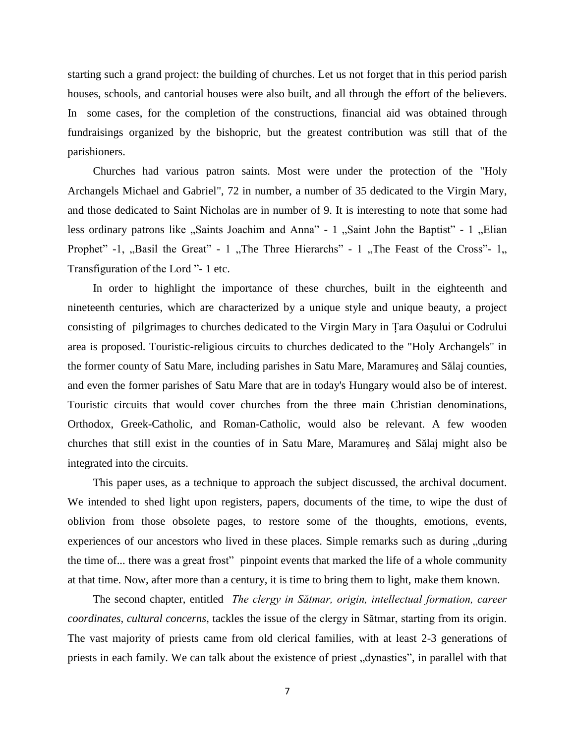starting such a grand project: the building of churches. Let us not forget that in this period parish houses, schools, and cantorial houses were also built, and all through the effort of the believers. In some cases, for the completion of the constructions, financial aid was obtained through fundraisings organized by the bishopric, but the greatest contribution was still that of the parishioners.

Churches had various patron saints. Most were under the protection of the "Holy Archangels Michael and Gabriel", 72 in number, a number of 35 dedicated to the Virgin Mary, and those dedicated to Saint Nicholas are in number of 9. It is interesting to note that some had less ordinary patrons like „Saints Joachim and Anna" - 1 „Saint John the Baptist" - 1 „Elian Prophet" -1, „Basil the Great" - 1 „The Three Hierarchs" - 1 „The Feast of the Cross"- 1„ Transfiguration of the Lord "- 1 etc.

In order to highlight the importance of these churches, built in the eighteenth and nineteenth centuries, which are characterized by a unique style and unique beauty, a project consisting of pilgrimages to churches dedicated to the Virgin Mary in Țara Oașului or Codrului area is proposed. Touristic-religious circuits to churches dedicated to the "Holy Archangels" in the former county of Satu Mare, including parishes in Satu Mare, Maramureș and Sălaj counties, and even the former parishes of Satu Mare that are in today's Hungary would also be of interest. Touristic circuits that would cover churches from the three main Christian denominations, Orthodox, Greek-Catholic, and Roman-Catholic, would also be relevant. A few wooden churches that still exist in the counties of in Satu Mare, Maramureș and Sălaj might also be integrated into the circuits.

This paper uses, as a technique to approach the subject discussed, the archival document. We intended to shed light upon registers, papers, documents of the time, to wipe the dust of oblivion from those obsolete pages, to restore some of the thoughts, emotions, events, experiences of our ancestors who lived in these places. Simple remarks such as during „during the time of... there was a great frost" pinpoint events that marked the life of a whole community at that time. Now, after more than a century, it is time to bring them to light, make them known.

The second chapter, entitled *The clergy in Sătmar, origin, intellectual formation, career coordinates, cultural concerns*, tackles the issue of the clergy in Sătmar, starting from its origin. The vast majority of priests came from old clerical families, with at least 2-3 generations of priests in each family. We can talk about the existence of priest „dynasties", in parallel with that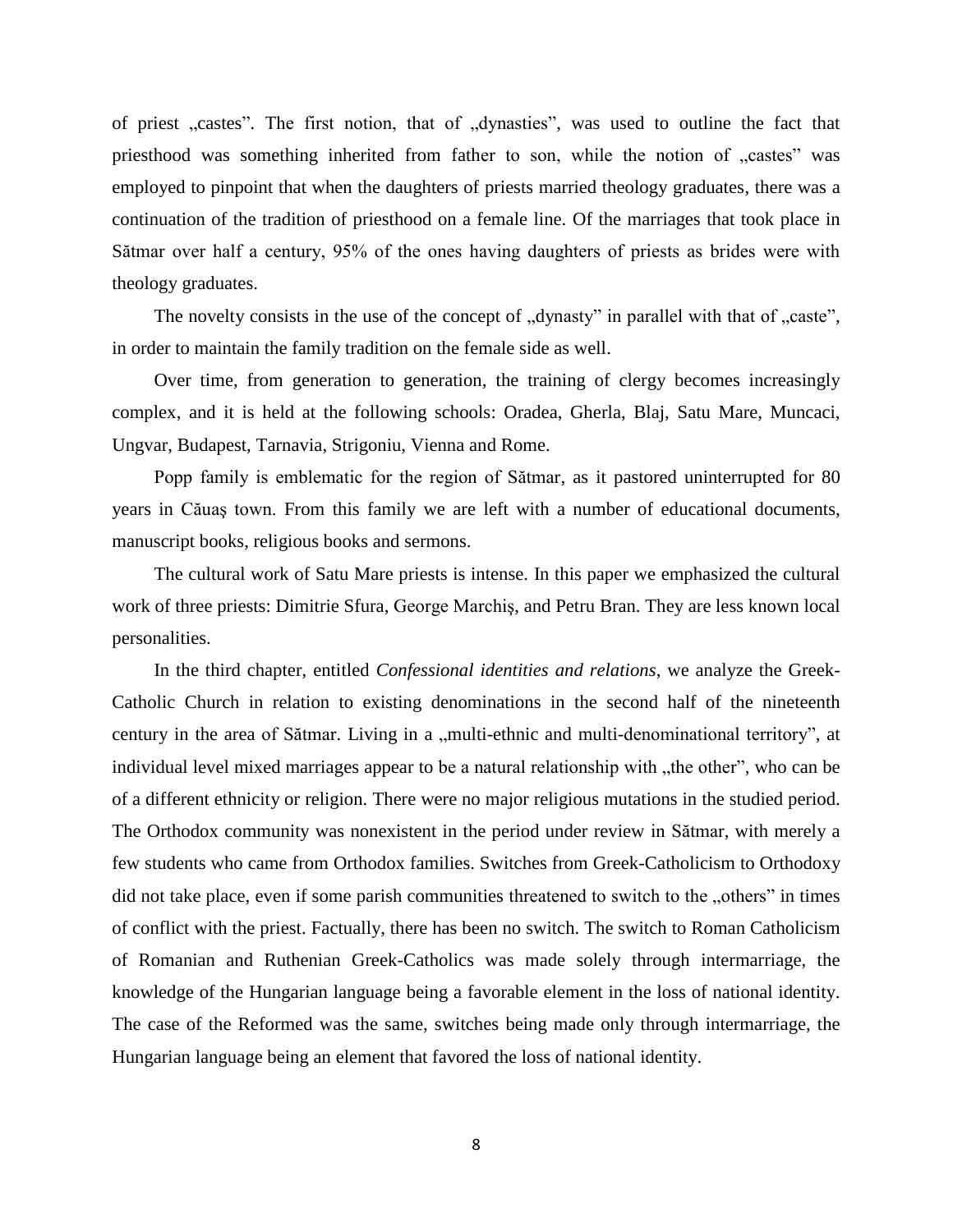of priest „castes”. The first notion, that of „dynasties”, was used to outline the fact that priesthood was something inherited from father to son, while the notion of „castes” was employed to pinpoint that when the daughters of priests married theology graduates, there was a continuation of the tradition of priesthood on a female line. Of the marriages that took place in Sătmar over half a century, 95% of the ones having daughters of priests as brides were with theology graduates.

The novelty consists in the use of the concept of „dynasty” in parallel with that of „caste”, in order to maintain the family tradition on the female side as well.

Over time, from generation to generation, the training of clergy becomes increasingly complex, and it is held at the following schools: Oradea, Gherla, Blaj, Satu Mare, Muncaci, Ungvar, Budapest, Tarnavia, Strigoniu, Vienna and Rome.

Popp family is emblematic for the region of Sătmar, as it pastored uninterrupted for 80 years in Căuaş town. From this family we are left with a number of educational documents, manuscript books, religious books and sermons.

The cultural work of Satu Mare priests is intense. In this paper we emphasized the cultural work of three priests: Dimitrie Sfura, George Marchiş, and Petru Bran. They are less known local personalities.

In the third chapter, entitled *Confessional identities and relations*, we analyze the Greek-Catholic Church in relation to existing denominations in the second half of the nineteenth century in the area of Sătmar. Living in a „multi-ethnic and multi-denominational territory”, at individual level mixed marriages appear to be a natural relationship with „the other”, who can be of a different ethnicity or religion. There were no major religious mutations in the studied period. The Orthodox community was nonexistent in the period under review in Sătmar, with merely a few students who came from Orthodox families. Switches from Greek-Catholicism to Orthodoxy did not take place, even if some parish communities threatened to switch to the „others” in times of conflict with the priest. Factually, there has been no switch. The switch to Roman Catholicism of Romanian and Ruthenian Greek-Catholics was made solely through intermarriage, the knowledge of the Hungarian language being a favorable element in the loss of national identity. The case of the Reformed was the same, switches being made only through intermarriage, the Hungarian language being an element that favored the loss of national identity.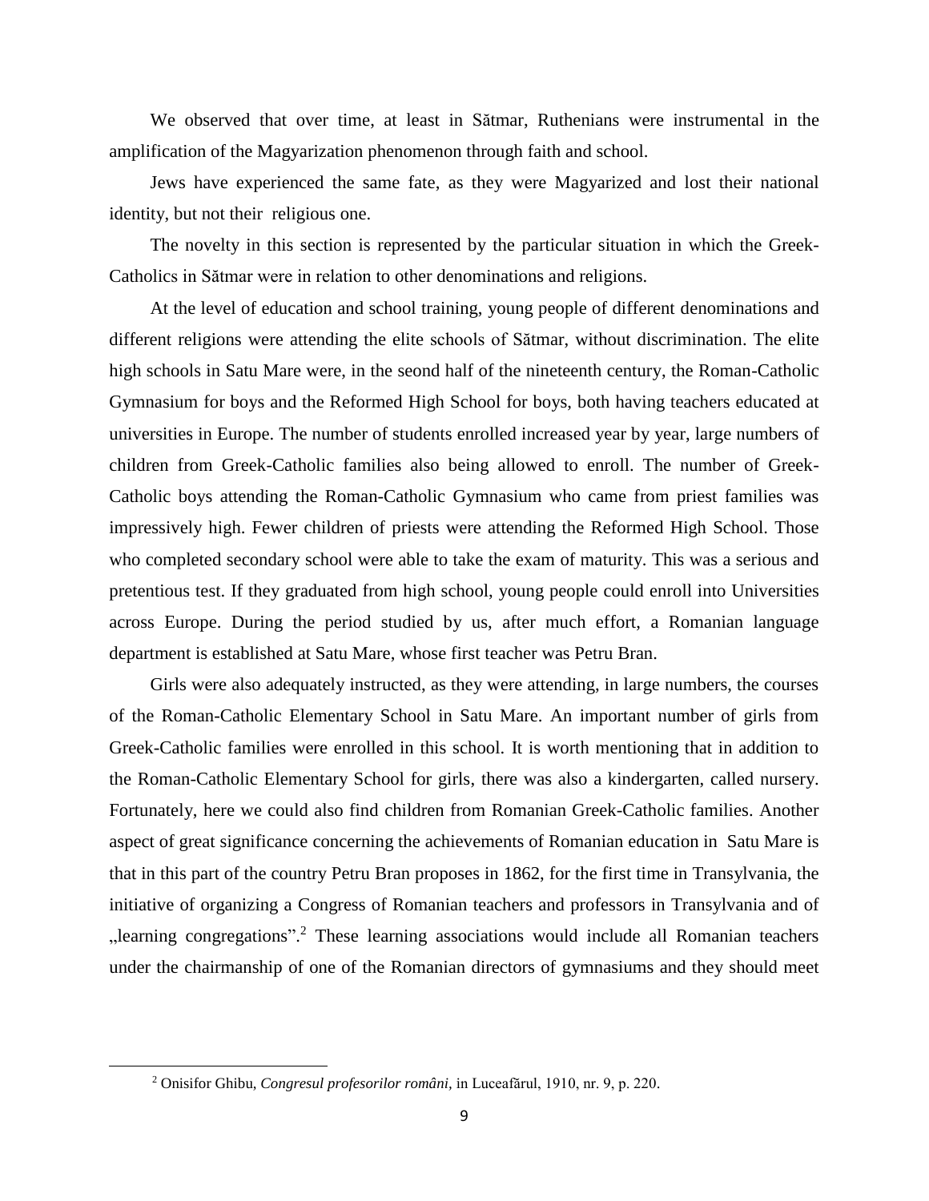We observed that over time, at least in Sătmar, Ruthenians were instrumental in the amplification of the Magyarization phenomenon through faith and school.

Jews have experienced the same fate, as they were Magyarized and lost their national identity, but not their religious one.

The novelty in this section is represented by the particular situation in which the Greek-Catholics in Sătmar were in relation to other denominations and religions.

At the level of education and school training, young people of different denominations and different religions were attending the elite schools of Sătmar, without discrimination. The elite high schools in Satu Mare were, in the seond half of the nineteenth century, the Roman-Catholic Gymnasium for boys and the Reformed High School for boys, both having teachers educated at universities in Europe. The number of students enrolled increased year by year, large numbers of children from Greek-Catholic families also being allowed to enroll. The number of Greek-Catholic boys attending the Roman-Catholic Gymnasium who came from priest families was impressively high. Fewer children of priests were attending the Reformed High School. Those who completed secondary school were able to take the exam of maturity. This was a serious and pretentious test. If they graduated from high school, young people could enroll into Universities across Europe. During the period studied by us, after much effort, a Romanian language department is established at Satu Mare, whose first teacher was Petru Bran.

Girls were also adequately instructed, as they were attending, in large numbers, the courses of the Roman-Catholic Elementary School in Satu Mare. An important number of girls from Greek-Catholic families were enrolled in this school. It is worth mentioning that in addition to the Roman-Catholic Elementary School for girls, there was also a kindergarten, called nursery. Fortunately, here we could also find children from Romanian Greek-Catholic families. Another aspect of great significance concerning the achievements of Romanian education in Satu Mare is that in this part of the country Petru Bran proposes in 1862, for the first time in Transylvania, the initiative of organizing a Congress of Romanian teachers and professors in Transylvania and of „learning congregations".[2] These learning associations would include all Romanian teachers under the chairmanship of one of the Romanian directors of gymnasiums and they should meet

[2] Onisifor Ghibu, *Congresul profesorilor români*, in Luceafărul, 1910, nr. 9, p. 220.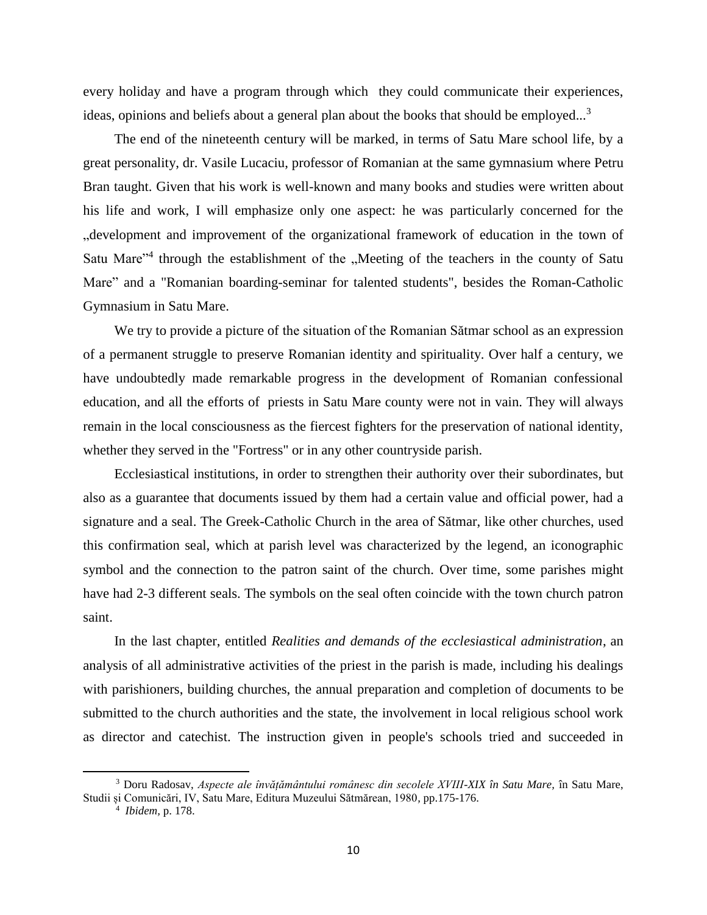every holiday and have a program through which they could communicate their experiences, ideas, opinions and beliefs about a general plan about the books that should be employed...[3]

The end of the nineteenth century will be marked, in terms of Satu Mare school life, by a great personality, dr. Vasile Lucaciu, professor of Romanian at the same gymnasium where Petru Bran taught. Given that his work is well-known and many books and studies were written about his life and work, I will emphasize only one aspect: he was particularly concerned for the „development and improvement of the organizational framework of education in the town of Satu Mare"[4] through the establishment of the „Meeting of the teachers in the county of Satu Mare" and a "Romanian boarding-seminar for talented students", besides the Roman-Catholic Gymnasium in Satu Mare.

We try to provide a picture of the situation of the Romanian Sătmar school as an expression of a permanent struggle to preserve Romanian identity and spirituality. Over half a century, we have undoubtedly made remarkable progress in the development of Romanian confessional education, and all the efforts of priests in Satu Mare county were not in vain. They will always remain in the local consciousness as the fiercest fighters for the preservation of national identity, whether they served in the "Fortress" or in any other countryside parish.

Ecclesiastical institutions, in order to strengthen their authority over their subordinates, but also as a guarantee that documents issued by them had a certain value and official power, had a signature and a seal. The Greek-Catholic Church in the area of Sătmar, like other churches, used this confirmation seal, which at parish level was characterized by the legend, an iconographic symbol and the connection to the patron saint of the church. Over time, some parishes might have had 2-3 different seals. The symbols on the seal often coincide with the town church patron saint.

In the last chapter, entitled *Realities and demands of the ecclesiastical administration*, an analysis of all administrative activities of the priest in the parish is made, including his dealings with parishioners, building churches, the annual preparation and completion of documents to be submitted to the church authorities and the state, the involvement in local religious school work as director and catechist. The instruction given in people's schools tried and succeeded in

---

[3] Doru Radosav, *Aspecte ale învățământului românesc din secolele XVIII-XIX în Satu Mare,* în Satu Mare, Studii și Comunicări, IV, Satu Mare, Editura Muzeului Sătmărean, 1980, pp.175-176.

[4] *Ibidem,* p. 178.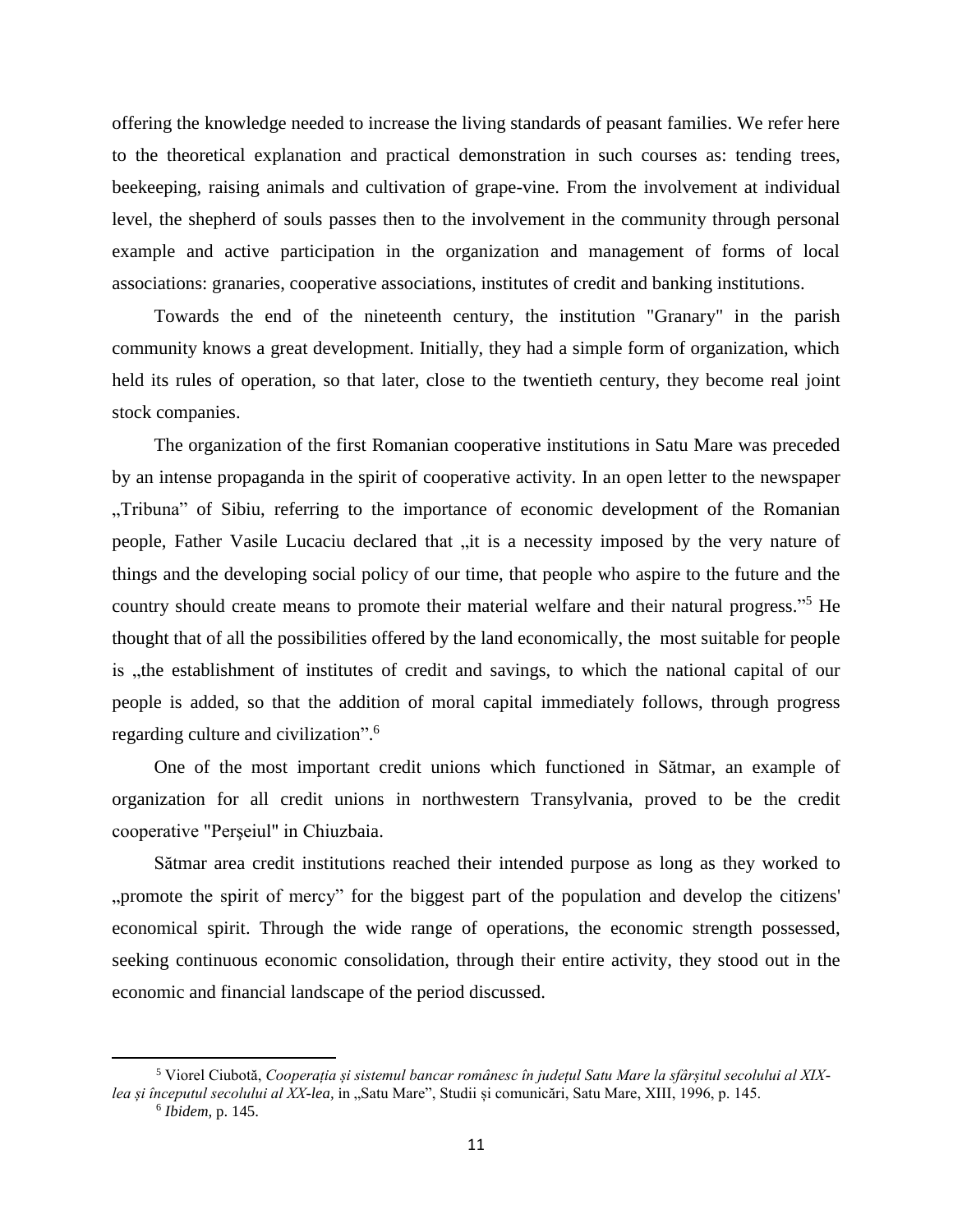offering the knowledge needed to increase the living standards of peasant families. We refer here to the theoretical explanation and practical demonstration in such courses as: tending trees, beekeeping, raising animals and cultivation of grape-vine. From the involvement at individual level, the shepherd of souls passes then to the involvement in the community through personal example and active participation in the organization and management of forms of local associations: granaries, cooperative associations, institutes of credit and banking institutions.

Towards the end of the nineteenth century, the institution "Granary" in the parish community knows a great development. Initially, they had a simple form of organization, which held its rules of operation, so that later, close to the twentieth century, they become real joint stock companies.

The organization of the first Romanian cooperative institutions in Satu Mare was preceded by an intense propaganda in the spirit of cooperative activity. In an open letter to the newspaper „Tribuna" of Sibiu, referring to the importance of economic development of the Romanian people, Father Vasile Lucaciu declared that „it is a necessity imposed by the very nature of things and the developing social policy of our time, that people who aspire to the future and the country should create means to promote their material welfare and their natural progress."[5] He thought that of all the possibilities offered by the land economically, the most suitable for people is „the establishment of institutes of credit and savings, to which the national capital of our people is added, so that the addition of moral capital immediately follows, through progress regarding culture and civilization".[6]

One of the most important credit unions which functioned in Sătmar, an example of organization for all credit unions in northwestern Transylvania, proved to be the credit cooperative "Perşeiul" in Chiuzbaia.

Sătmar area credit institutions reached their intended purpose as long as they worked to „promote the spirit of mercy" for the biggest part of the population and develop the citizens' economical spirit. Through the wide range of operations, the economic strength possessed, seeking continuous economic consolidation, through their entire activity, they stood out in the economic and financial landscape of the period discussed.

---

[5] Viorel Ciubotă, *Cooperația și sistemul bancar românesc în județul Satu Mare la sfârșitul secolului al XIX-lea și începutul secolului al XX-lea,* in „Satu Mare", Studii și comunicări, Satu Mare, XIII, 1996, p. 145.

[6] *Ibidem,* p. 145.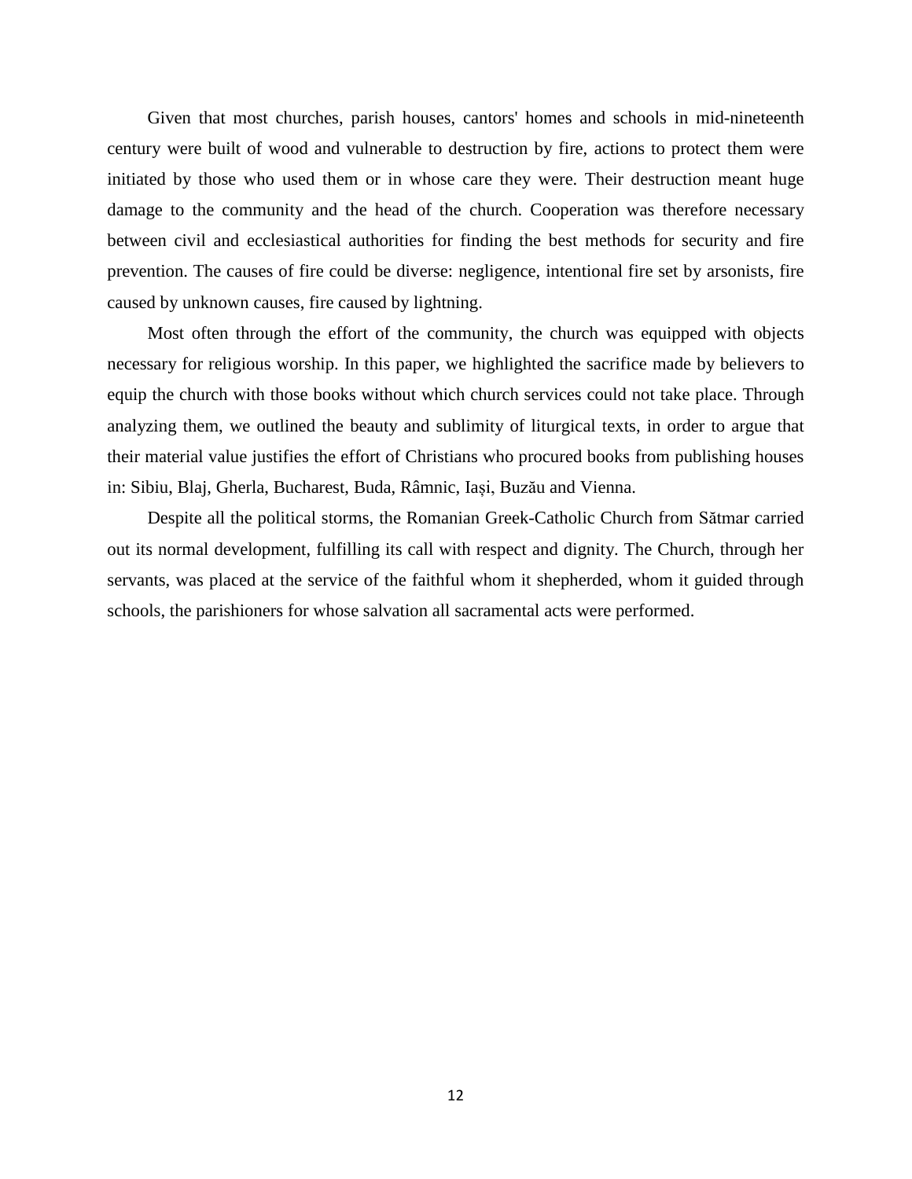Given that most churches, parish houses, cantors' homes and schools in mid-nineteenth century were built of wood and vulnerable to destruction by fire, actions to protect them were initiated by those who used them or in whose care they were. Their destruction meant huge damage to the community and the head of the church. Cooperation was therefore necessary between civil and ecclesiastical authorities for finding the best methods for security and fire prevention. The causes of fire could be diverse: negligence, intentional fire set by arsonists, fire caused by unknown causes, fire caused by lightning.

Most often through the effort of the community, the church was equipped with objects necessary for religious worship. In this paper, we highlighted the sacrifice made by believers to equip the church with those books without which church services could not take place. Through analyzing them, we outlined the beauty and sublimity of liturgical texts, in order to argue that their material value justifies the effort of Christians who procured books from publishing houses in: Sibiu, Blaj, Gherla, Bucharest, Buda, Râmnic, Iași, Buzău and Vienna.

Despite all the political storms, the Romanian Greek-Catholic Church from Sătmar carried out its normal development, fulfilling its call with respect and dignity. The Church, through her servants, was placed at the service of the faithful whom it shepherded, whom it guided through schools, the parishioners for whose salvation all sacramental acts were performed.